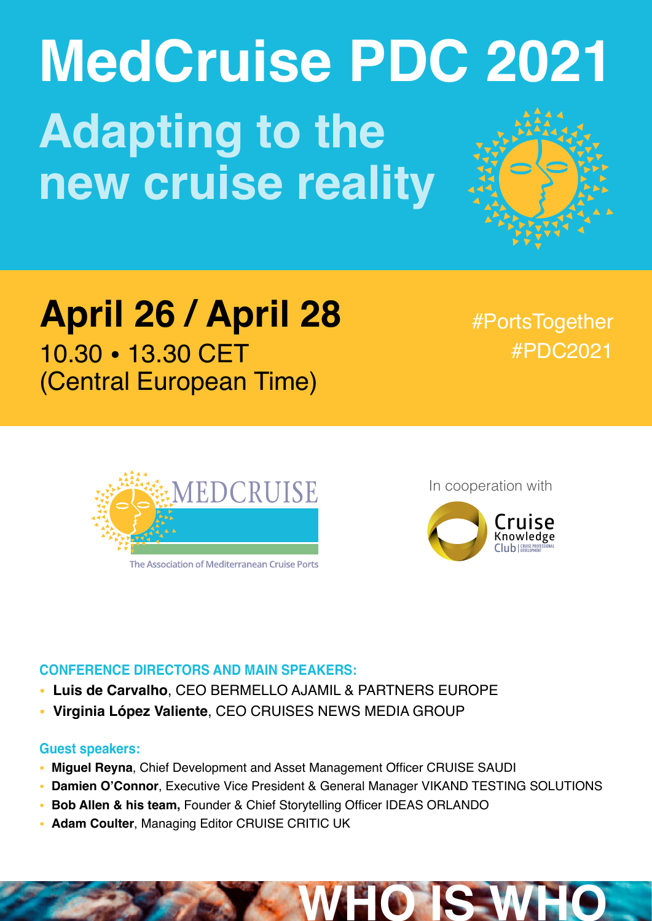# MedCruise PDC 2021

## Adapting to the new cruise reality

## April 26 / April 28

10.30 • 13.30 CET
(Central European Time)

#PortsTogether
#PDC2021

MEDCRUISE
The Association of Mediterranean Cruise Ports

In cooperation with

Cruise Knowledge Club | CRUISE PROFESSIONAL DEVELOPMENT

### CONFERENCE DIRECTORS AND MAIN SPEAKERS:

- **Luis de Carvalho**, CEO BERMELLO AJAMIL & PARTNERS EUROPE
- **Virginia López Valiente**, CEO CRUISES NEWS MEDIA GROUP

### Guest speakers:

- **Miguel Reyna**, Chief Development and Asset Management Officer CRUISE SAUDI
- **Damien O'Connor**, Executive Vice President & General Manager VIKAND TESTING SOLUTIONS
- **Bob Allen & his team,** Founder & Chief Storytelling Officer IDEAS ORLANDO
- **Adam Coulter**, Managing Editor CRUISE CRITIC UK

# WHO IS WHO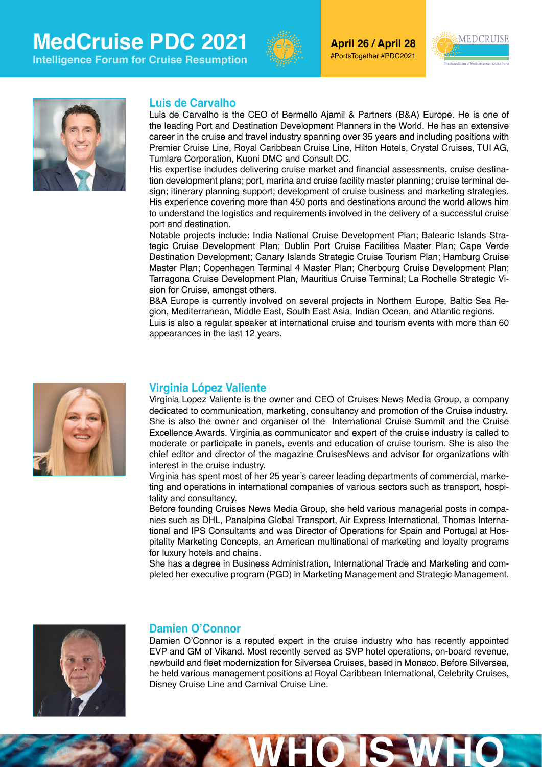## Luis de Carvalho

Luis de Carvalho is the CEO of Bermello Ajamil & Partners (B&A) Europe. He is one of the leading Port and Destination Development Planners in the World. He has an extensive career in the cruise and travel industry spanning over 35 years and including positions with Premier Cruise Line, Royal Caribbean Cruise Line, Hilton Hotels, Crystal Cruises, TUI AG, Tumlare Corporation, Kuoni DMC and Consult DC.

His expertise includes delivering cruise market and financial assessments, cruise destination development plans; port, marina and cruise facility master planning; cruise terminal design; itinerary planning support; development of cruise business and marketing strategies. His experience covering more than 450 ports and destinations around the world allows him to understand the logistics and requirements involved in the delivery of a successful cruise port and destination.

Notable projects include: India National Cruise Development Plan; Balearic Islands Strategic Cruise Development Plan; Dublin Port Cruise Facilities Master Plan; Cape Verde Destination Development; Canary Islands Strategic Cruise Tourism Plan; Hamburg Cruise Master Plan; Copenhagen Terminal 4 Master Plan; Cherbourg Cruise Development Plan; Tarragona Cruise Development Plan, Mauritius Cruise Terminal; La Rochelle Strategic Vision for Cruise, amongst others.

B&A Europe is currently involved on several projects in Northern Europe, Baltic Sea Region, Mediterranean, Middle East, South East Asia, Indian Ocean, and Atlantic regions.

Luis is also a regular speaker at international cruise and tourism events with more than 60 appearances in the last 12 years.

## Virginia López Valiente

Virginia Lopez Valiente is the owner and CEO of Cruises News Media Group, a company dedicated to communication, marketing, consultancy and promotion of the Cruise industry. She is also the owner and organiser of the International Cruise Summit and the Cruise Excellence Awards. Virginia as communicator and expert of the cruise industry is called to moderate or participate in panels, events and education of cruise tourism. She is also the chief editor and director of the magazine CruisesNews and advisor for organizations with interest in the cruise industry.

Virginia has spent most of her 25 year's career leading departments of commercial, marketing and operations in international companies of various sectors such as transport, hospitality and consultancy.

Before founding Cruises News Media Group, she held various managerial posts in companies such as DHL, Panalpina Global Transport, Air Express International, Thomas International and IPS Consultants and was Director of Operations for Spain and Portugal at Hospitality Marketing Concepts, an American multinational of marketing and loyalty programs for luxury hotels and chains.

She has a degree in Business Administration, International Trade and Marketing and completed her executive program (PGD) in Marketing Management and Strategic Management.

## Damien O'Connor

Damien O'Connor is a reputed expert in the cruise industry who has recently appointed EVP and GM of Vikand. Most recently served as SVP hotel operations, on-board revenue, newbuild and fleet modernization for Silversea Cruises, based in Monaco. Before Silversea, he held various management positions at Royal Caribbean International, Celebrity Cruises, Disney Cruise Line and Carnival Cruise Line.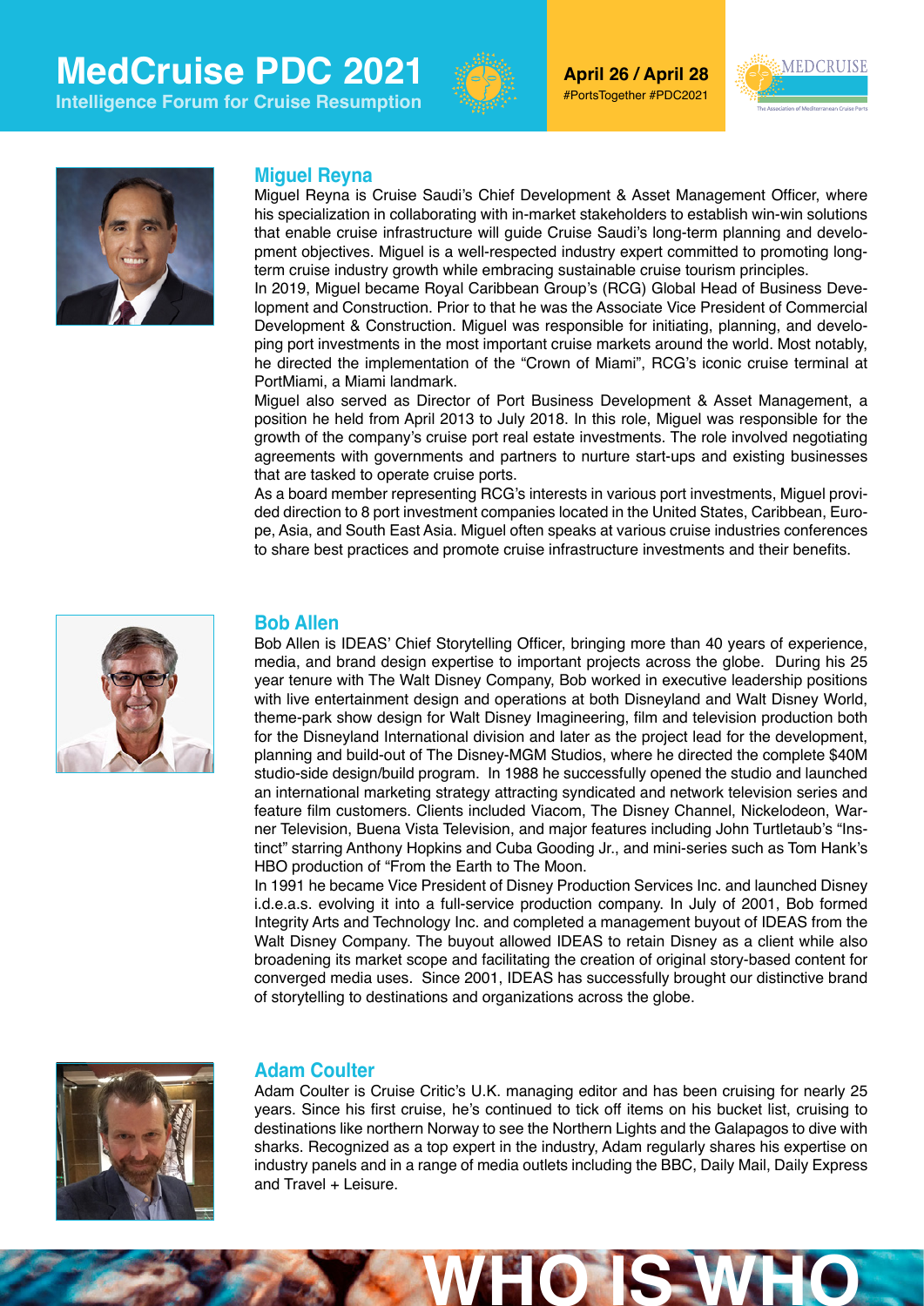## Miguel Reyna

Miguel Reyna is Cruise Saudi's Chief Development & Asset Management Officer, where his specialization in collaborating with in-market stakeholders to establish win-win solutions that enable cruise infrastructure will guide Cruise Saudi's long-term planning and development objectives. Miguel is a well-respected industry expert committed to promoting long-term cruise industry growth while embracing sustainable cruise tourism principles.

In 2019, Miguel became Royal Caribbean Group's (RCG) Global Head of Business Development and Construction. Prior to that he was the Associate Vice President of Commercial Development & Construction. Miguel was responsible for initiating, planning, and developing port investments in the most important cruise markets around the world. Most notably, he directed the implementation of the "Crown of Miami", RCG's iconic cruise terminal at PortMiami, a Miami landmark.

Miguel also served as Director of Port Business Development & Asset Management, a position he held from April 2013 to July 2018. In this role, Miguel was responsible for the growth of the company's cruise port real estate investments. The role involved negotiating agreements with governments and partners to nurture start-ups and existing businesses that are tasked to operate cruise ports.

As a board member representing RCG's interests in various port investments, Miguel provided direction to 8 port investment companies located in the United States, Caribbean, Europe, Asia, and South East Asia. Miguel often speaks at various cruise industries conferences to share best practices and promote cruise infrastructure investments and their benefits.

## Bob Allen

Bob Allen is IDEAS' Chief Storytelling Officer, bringing more than 40 years of experience, media, and brand design expertise to important projects across the globe. During his 25 year tenure with The Walt Disney Company, Bob worked in executive leadership positions with live entertainment design and operations at both Disneyland and Walt Disney World, theme-park show design for Walt Disney Imagineering, film and television production both for the Disneyland International division and later as the project lead for the development, planning and build-out of The Disney-MGM Studios, where he directed the complete $40M studio-side design/build program. In 1988 he successfully opened the studio and launched an international marketing strategy attracting syndicated and network television series and feature film customers. Clients included Viacom, The Disney Channel, Nickelodeon, Warner Television, Buena Vista Television, and major features including John Turtletaub's "Instinct" starring Anthony Hopkins and Cuba Gooding Jr., and mini-series such as Tom Hank's HBO production of "From the Earth to The Moon.

In 1991 he became Vice President of Disney Production Services Inc. and launched Disney i.d.e.a.s. evolving it into a full-service production company. In July of 2001, Bob formed Integrity Arts and Technology Inc. and completed a management buyout of IDEAS from the Walt Disney Company. The buyout allowed IDEAS to retain Disney as a client while also broadening its market scope and facilitating the creation of original story-based content for converged media uses. Since 2001, IDEAS has successfully brought our distinctive brand of storytelling to destinations and organizations across the globe.

## Adam Coulter

Adam Coulter is Cruise Critic's U.K. managing editor and has been cruising for nearly 25 years. Since his first cruise, he's continued to tick off items on his bucket list, cruising to destinations like northern Norway to see the Northern Lights and the Galapagos to dive with sharks. Recognized as a top expert in the industry, Adam regularly shares his expertise on industry panels and in a range of media outlets including the BBC, Daily Mail, Daily Express and Travel + Leisure.